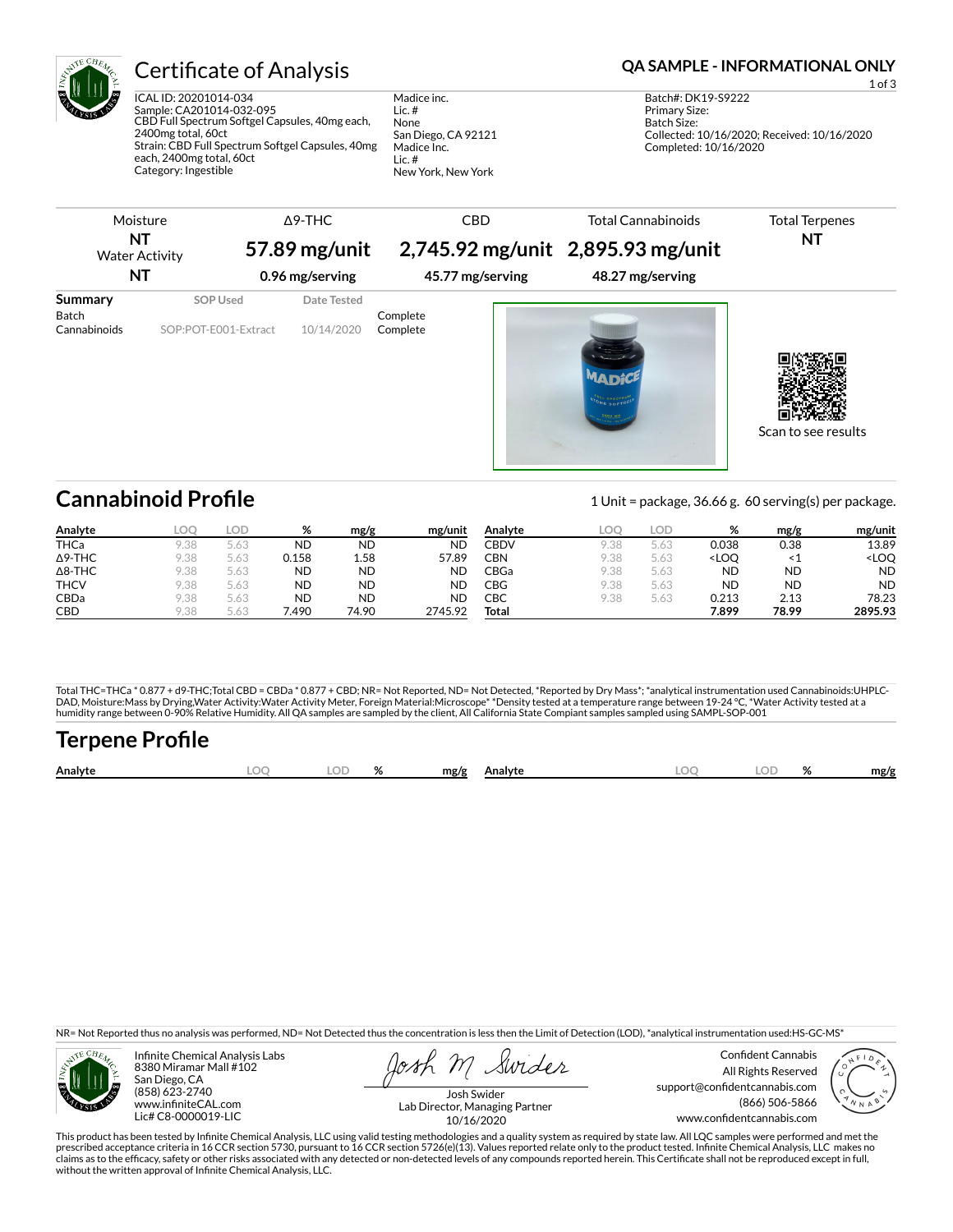# Certificate of Analysis

**QA SAMPLE - INFORMATIONAL ONLY**

ICAL ID: 20201014-034
Sample: CA201014-032-095
CBD Full Spectrum Softgel Capsules, 40mg each, 2400mg total, 60ct
Strain: CBD Full Spectrum Softgel Capsules, 40mg each, 2400mg total, 60ct
Category: Ingestible

Madice inc.
Lic. #
None
San Diego, CA 92121
Madice Inc.
Lic. #
New York, New York

Batch#: DK19-S9222
Primary Size:
Batch Size:
Collected: 10/16/2020; Received: 10/16/2020
Completed: 10/16/2020

| Moisture | Δ9-THC | CBD | Total Cannabinoids | Total Terpenes |
|---|---|---|---|---|
| **NT** | **57.89 mg/unit** | **2,745.92 mg/unit** | **2,895.93 mg/unit** | **NT** |
| Water Activity **NT** | **0.96 mg/serving** | **45.77 mg/serving** | **48.27 mg/serving** | |

| Summary | SOP Used | Date Tested | |
|---|---|---|---|
| Batch | | | Complete |
| Cannabinoids | SOP:POT-E001-Extract | 10/14/2020 | Complete |

Scan to see results

## Cannabinoid Profile

1 Unit = package, 36.66 g. 60 serving(s) per package.

| Analyte | LOQ | LOD | % | mg/g | mg/unit |
|---|---|---|---|---|---|
| THCa | 9.38 | 5.63 | ND | ND | ND |
| Δ9-THC | 9.38 | 5.63 | 0.158 | 1.58 | 57.89 |
| Δ8-THC | 9.38 | 5.63 | ND | ND | ND |
| THCV | 9.38 | 5.63 | ND | ND | ND |
| CBDa | 9.38 | 5.63 | ND | ND | ND |
| CBD | 9.38 | 5.63 | 7.490 | 74.90 | 2745.92 |
| CBDV | 9.38 | 5.63 | 0.038 | 0.38 | 13.89 |
| CBN | 9.38 | 5.63 | <LOQ | <1 | <LOQ |
| CBGa | 9.38 | 5.63 | ND | ND | ND |
| CBG | 9.38 | 5.63 | ND | ND | ND |
| CBC | 9.38 | 5.63 | 0.213 | 2.13 | 78.23 |
| **Total** | | | **7.899** | **78.99** | **2895.93** |

Total THC=THCa * 0.877 + d9-THC;Total CBD = CBDa * 0.877 + CBD; NR= Not Reported, ND= Not Detected, *Reported by Dry Mass*; *analytical instrumentation used Cannabinoids:UHPLC-DAD, Moisture:Mass by Drying,Water Activity:Water Activity Meter, Foreign Material:Microscope* *Density tested at a temperature range between 19-24 °C, *Water Activity tested at a humidity range between 0-90% Relative Humidity. All QA samples are sampled by the client, All California State Compiant samples sampled using SAMPL-SOP-001

## Terpene Profile

| Analyte | LOQ | LOD | % | mg/g | Analyte | LOQ | LOD | % | mg/g |
|---|---|---|---|---|---|---|---|---|---|

NR= Not Reported thus no analysis was performed, ND= Not Detected thus the concentration is less then the Limit of Detection (LOD), *analytical instrumentation used:HS-GC-MS*

Infinite Chemical Analysis Labs
8380 Miramar Mall #102
San Diego, CA
(858) 623-2740
www.infiniteCAL.com
Lic# C8-0000019-LIC

Josh Swider
Lab Director, Managing Partner
10/16/2020

Confident Cannabis
All Rights Reserved
support@confidentcannabis.com
(866) 506-5866
www.confidentcannabis.com

This product has been tested by Infinite Chemical Analysis, LLC using valid testing methodologies and a quality system as required by state law. All LQC samples were performed and met the prescribed acceptance criteria in 16 CCR section 5730, pursuant to 16 CCR section 5726(e)(13). Values reported relate only to the product tested. Infinite Chemical Analysis, LLC makes no claims as to the efficacy, safety or other risks associated with any detected or non-detected levels of any compounds reported herein. This Certificate shall not be reproduced except in full, without the written approval of Infinite Chemical Analysis, LLC.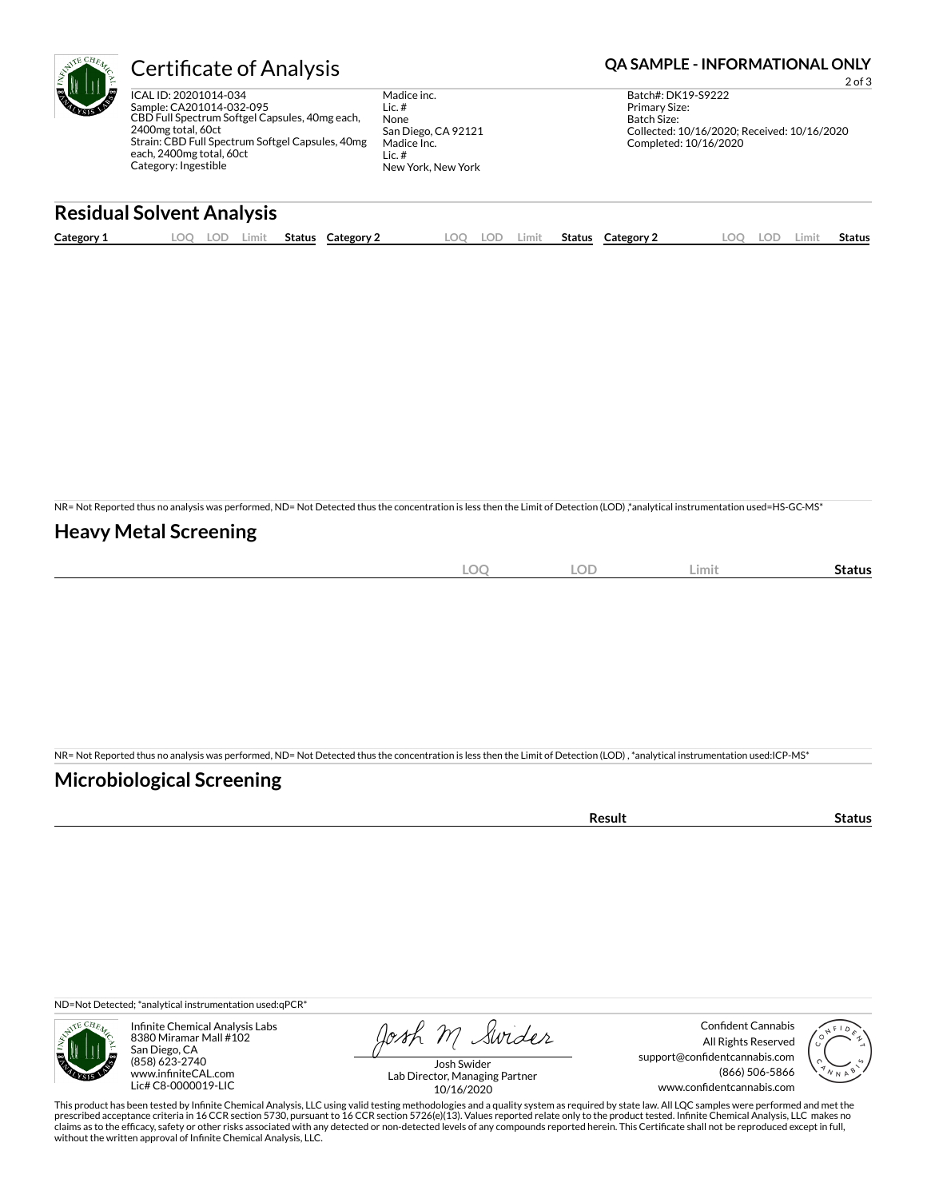# Certificate of Analysis

**QA SAMPLE - INFORMATIONAL ONLY**

ICAL ID: 20201014-034
Sample: CA201014-032-095
CBD Full Spectrum Softgel Capsules, 40mg each, 2400mg total, 60ct
Strain: CBD Full Spectrum Softgel Capsules, 40mg each, 2400mg total, 60ct
Category: Ingestible

Madice inc.
Lic. #
None
San Diego, CA 92121
Madice Inc.
Lic. #
New York, New York

Batch#: DK19-S9222
Primary Size:
Batch Size:
Collected: 10/16/2020; Received: 10/16/2020
Completed: 10/16/2020

## Residual Solvent Analysis

| Category 1 | LOQ | LOD | Limit | Status | Category 2 | LOQ | LOD | Limit | Status | Category 2 | LOQ | LOD | Limit | Status |
|---|---|---|---|---|---|---|---|---|---|---|---|---|---|---|

NR= Not Reported thus no analysis was performed, ND= Not Detected thus the concentration is less then the Limit of Detection (LOD) ,*analytical instrumentation used=HS-GC-MS*

## Heavy Metal Screening

| | LOQ | LOD | Limit | Status |
|---|---|---|---|---|

NR= Not Reported thus no analysis was performed, ND= Not Detected thus the concentration is less then the Limit of Detection (LOD) , *analytical instrumentation used:ICP-MS*

## Microbiological Screening

| | Result | Status |
|---|---|---|

ND=Not Detected; *analytical instrumentation used:qPCR*

Infinite Chemical Analysis Labs
8380 Miramar Mall #102
San Diego, CA
(858) 623-2740
www.infiniteCAL.com
Lic# C8-0000019-LIC

Josh M Swider
Josh Swider
Lab Director, Managing Partner
10/16/2020

Confident Cannabis
All Rights Reserved
support@confidentcannabis.com
(866) 506-5866
www.confidentcannabis.com

This product has been tested by Infinite Chemical Analysis, LLC using valid testing methodologies and a quality system as required by state law. All LQC samples were performed and met the prescribed acceptance criteria in 16 CCR section 5730, pursuant to 16 CCR section 5726(e)(13). Values reported relate only to the product tested. Infinite Chemical Analysis, LLC makes no claims as to the efficacy, safety or other risks associated with any detected or non-detected levels of any compounds reported herein. This Certificate shall not be reproduced except in full, without the written approval of Infinite Chemical Analysis, LLC.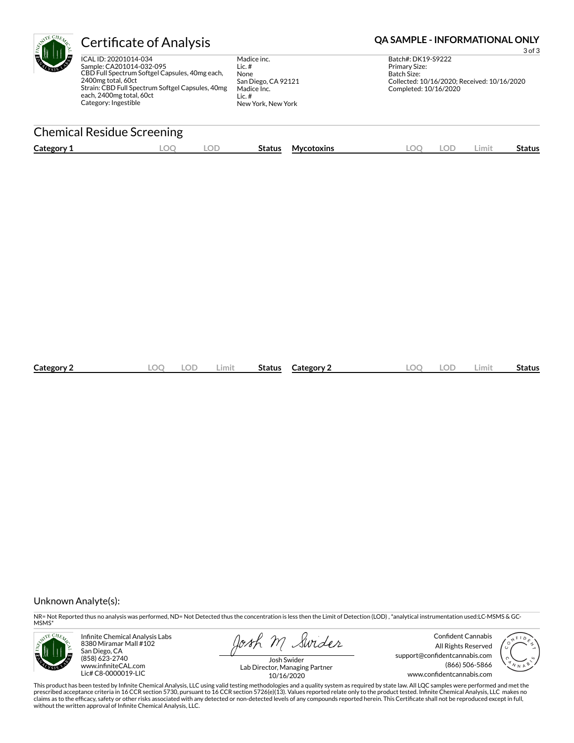# Certificate of Analysis

**QA SAMPLE - INFORMATIONAL ONLY**

ICAL ID: 20201014-034
Sample: CA201014-032-095
CBD Full Spectrum Softgel Capsules, 40mg each, 2400mg total, 60ct
Strain: CBD Full Spectrum Softgel Capsules, 40mg each, 2400mg total, 60ct
Category: Ingestible

Madice inc.
Lic. #
None
San Diego, CA 92121
Madice Inc.
Lic. #
New York, New York

Batch#: DK19-S9222
Primary Size:
Batch Size:
Collected: 10/16/2020; Received: 10/16/2020
Completed: 10/16/2020

## Chemical Residue Screening

| Category 1 | LOQ | LOD | Status | Mycotoxins | LOQ | LOD | Limit | Status |
|---|---|---|---|---|---|---|---|---|

| Category 2 | LOQ | LOD | Limit | Status | Category 2 | LOQ | LOD | Limit | Status |
|---|---|---|---|---|---|---|---|---|---|

Unknown Analyte(s):

NR= Not Reported thus no analysis was performed, ND= Not Detected thus the concentration is less then the Limit of Detection (LOD) , *analytical instrumentation used:LC-MSMS & GC-MSMS*

Infinite Chemical Analysis Labs
8380 Miramar Mall #102
San Diego, CA
(858) 623-2740
www.infiniteCAL.com
Lic# C8-0000019-LIC

Josh M Swider
Josh Swider
Lab Director, Managing Partner
10/16/2020

Confident Cannabis
All Rights Reserved
support@confidentcannabis.com
(866) 506-5866
www.confidentcannabis.com

This product has been tested by Infinite Chemical Analysis, LLC using valid testing methodologies and a quality system as required by state law. All LQC samples were performed and met the prescribed acceptance criteria in 16 CCR section 5730, pursuant to 16 CCR section 5726(e)(13). Values reported relate only to the product tested. Infinite Chemical Analysis, LLC makes no claims as to the efficacy, safety or other risks associated with any detected or non-detected levels of any compounds reported herein. This Certificate shall not be reproduced except in full, without the written approval of Infinite Chemical Analysis, LLC.